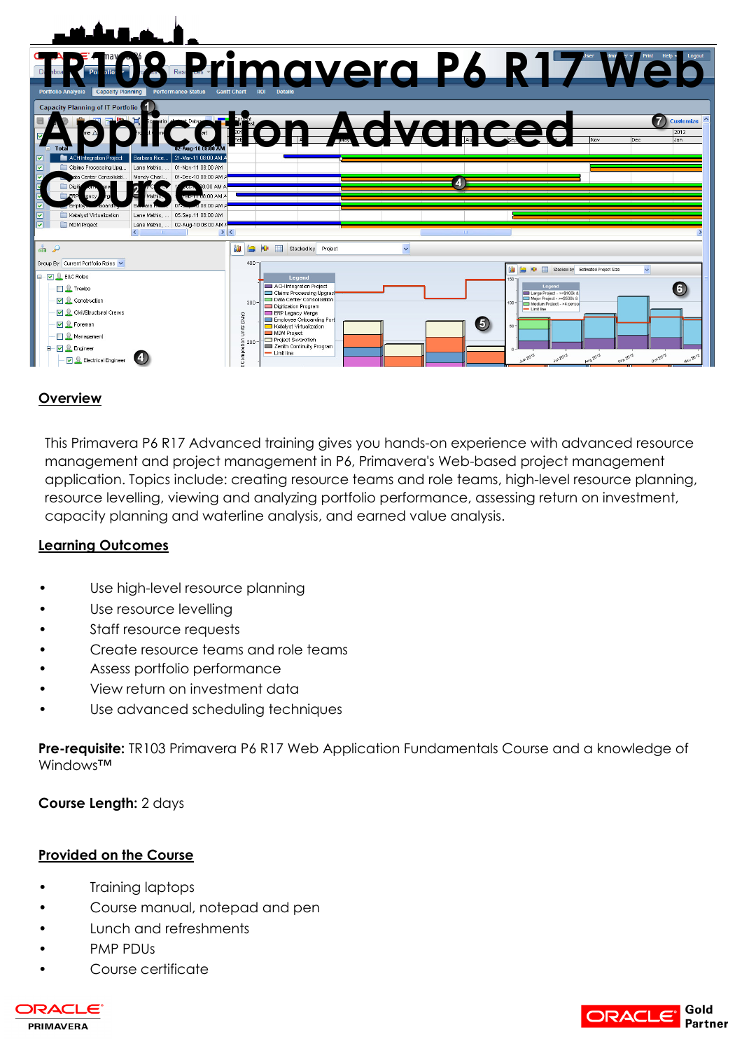# TR108 Primavera P6 R17 Web Application Advanced Course

## Overview

This Primavera P6 R17 Advanced training gives you hands-on experience with advanced resource management and project management in P6, Primavera's Web-based project management application. Topics include: creating resource teams and role teams, high-level resource planning, resource levelling, viewing and analyzing portfolio performance, assessing return on investment, capacity planning and waterline analysis, and earned value analysis.

## Learning Outcomes

- Use high-level resource planning
- Use resource levelling
- Staff resource requests
- Create resource teams and role teams
- Assess portfolio performance
- View return on investment data
- Use advanced scheduling techniques

**Pre-requisite:** TR103 Primavera P6 R17 Web Application Fundamentals Course and a knowledge of Windows™

**Course Length:** 2 days

## Provided on the Course

- Training laptops
- Course manual, notepad and pen
- Lunch and refreshments
- PMP PDUs
- Course certificate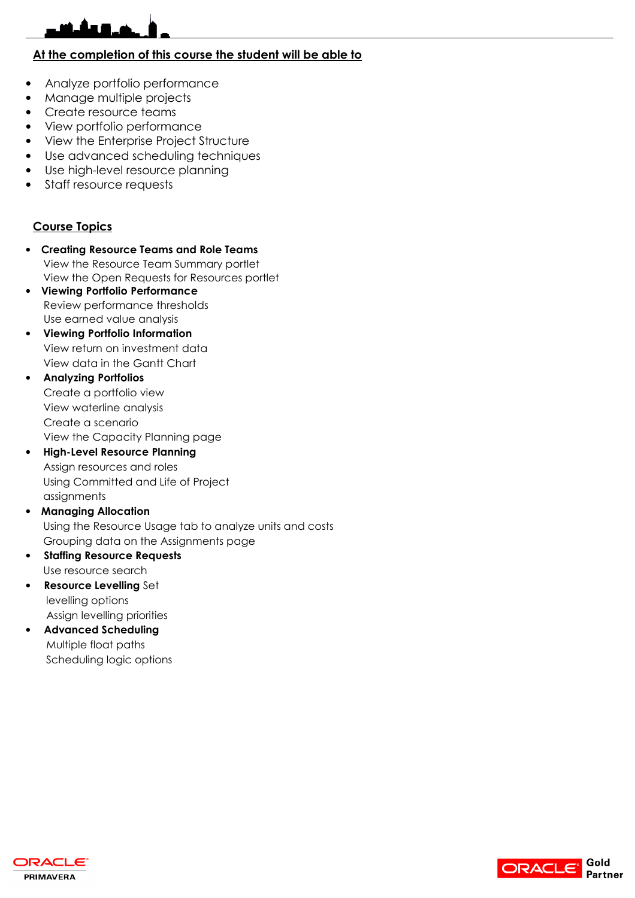## At the completion of this course the student will be able to

- Analyze portfolio performance
- Manage multiple projects
- Create resource teams
- View portfolio performance
- View the Enterprise Project Structure
- Use advanced scheduling techniques
- Use high-level resource planning
- Staff resource requests

## Course Topics

- **Creating Resource Teams and Role Teams**
  View the Resource Team Summary portlet
  View the Open Requests for Resources portlet
- **Viewing Portfolio Performance**
  Review performance thresholds
  Use earned value analysis
- **Viewing Portfolio Information**
  View return on investment data
  View data in the Gantt Chart
- **Analyzing Portfolios**
  Create a portfolio view
  View waterline analysis
  Create a scenario
  View the Capacity Planning page
- **High-Level Resource Planning**
  Assign resources and roles
  Using Committed and Life of Project assignments
- **Managing Allocation**
  Using the Resource Usage tab to analyze units and costs
  Grouping data on the Assignments page
- **Staffing Resource Requests**
  Use resource search
- **Resource Levelling** Set levelling options
  Assign levelling priorities
- **Advanced Scheduling**
  Multiple float paths
  Scheduling logic options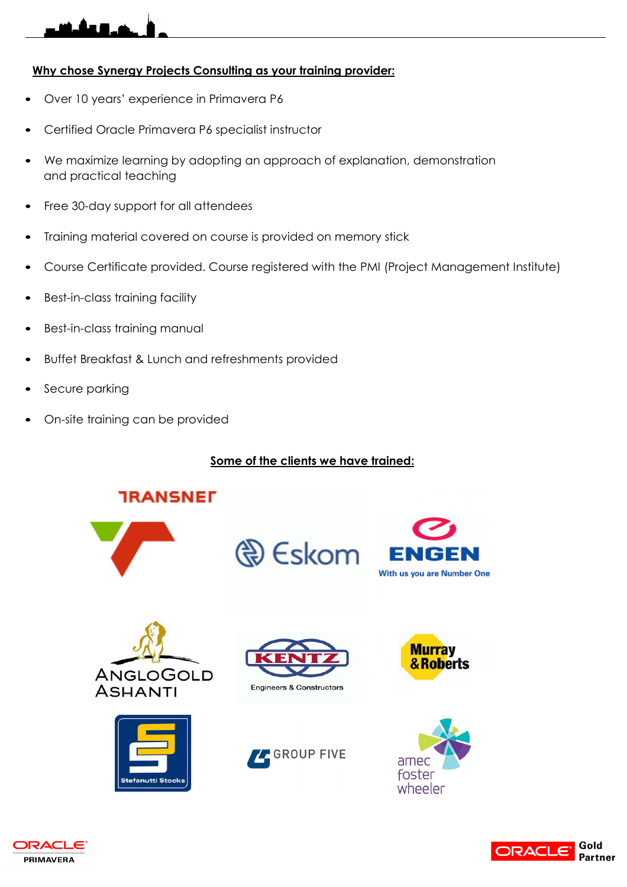## Why chose Synergy Projects Consulting as your training provider:

- Over 10 years' experience in Primavera P6
- Certified Oracle Primavera P6 specialist instructor
- We maximize learning by adopting an approach of explanation, demonstration and practical teaching
- Free 30-day support for all attendees
- Training material covered on course is provided on memory stick
- Course Certificate provided. Course registered with the PMI (Project Management Institute)
- Best-in-class training facility
- Best-in-class training manual
- Buffet Breakfast & Lunch and refreshments provided
- Secure parking
- On-site training can be provided

## Some of the clients we have trained:

TRANSNET

Eskom

ENGEN
With us you are Number One

ANGLOGOLD ASHANTI

KENTZ
Engineers & Constructors

Murray & Roberts

Stefanutti Stocks

GROUP FIVE

amec foster wheeler

ORACLE PRIMAVERA

ORACLE Gold Partner